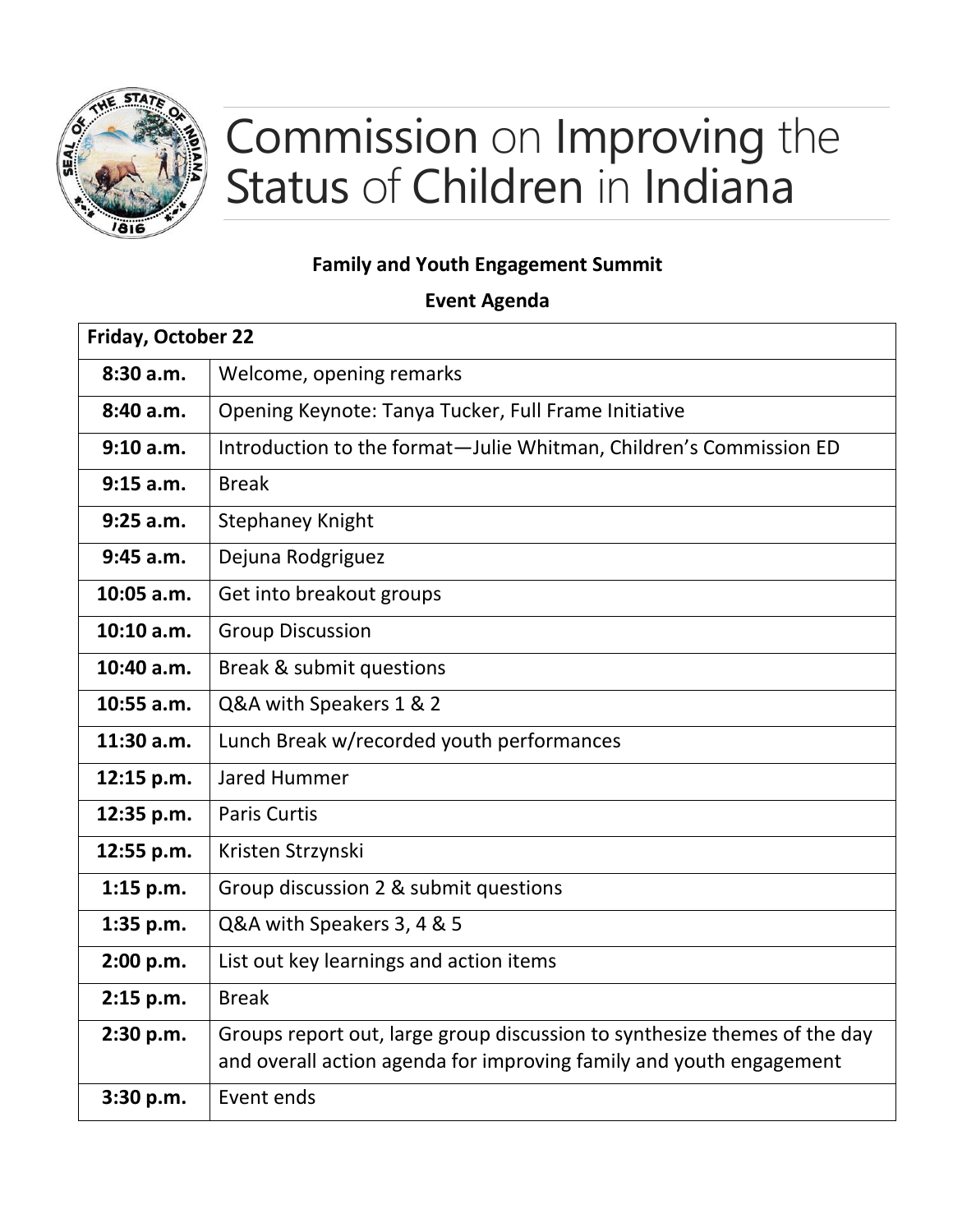# Commission on Improving the Status of Children in Indiana

**Family and Youth Engagement Summit**

**Event Agenda**

| **Friday, October 22** | |
|---|---|
| **8:30 a.m.** | Welcome, opening remarks |
| **8:40 a.m.** | Opening Keynote: Tanya Tucker, Full Frame Initiative |
| **9:10 a.m.** | Introduction to the format—Julie Whitman, Children's Commission ED |
| **9:15 a.m.** | Break |
| **9:25 a.m.** | Stephaney Knight |
| **9:45 a.m.** | Dejuna Rodgriguez |
| **10:05 a.m.** | Get into breakout groups |
| **10:10 a.m.** | Group Discussion |
| **10:40 a.m.** | Break & submit questions |
| **10:55 a.m.** | Q&A with Speakers 1 & 2 |
| **11:30 a.m.** | Lunch Break w/recorded youth performances |
| **12:15 p.m.** | Jared Hummer |
| **12:35 p.m.** | Paris Curtis |
| **12:55 p.m.** | Kristen Strzynski |
| **1:15 p.m.** | Group discussion 2 & submit questions |
| **1:35 p.m.** | Q&A with Speakers 3, 4 & 5 |
| **2:00 p.m.** | List out key learnings and action items |
| **2:15 p.m.** | Break |
| **2:30 p.m.** | Groups report out, large group discussion to synthesize themes of the day and overall action agenda for improving family and youth engagement |
| **3:30 p.m.** | Event ends |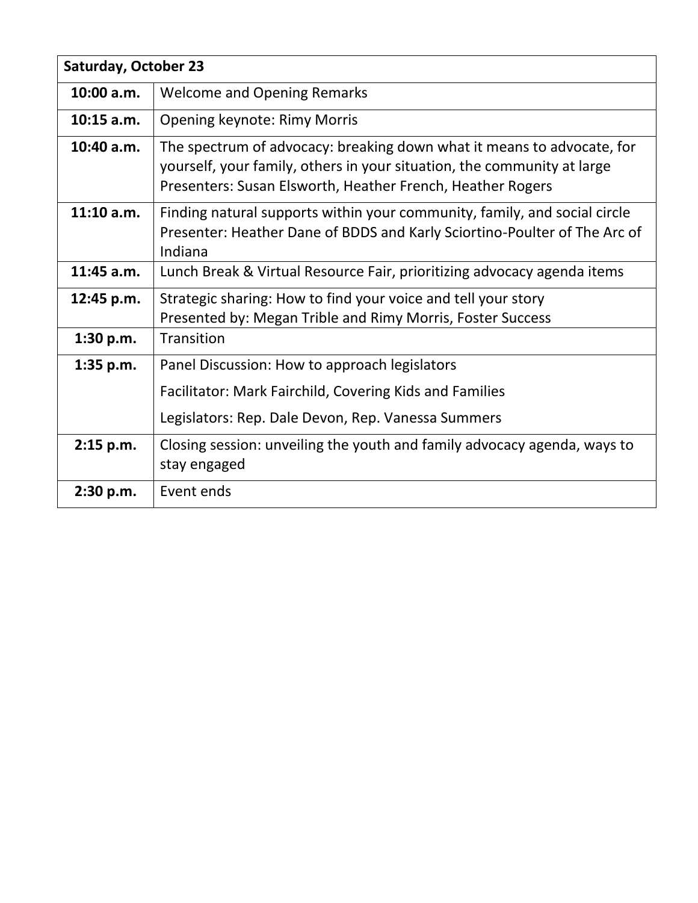| Saturday, October 23 | |
|---|---|
| **10:00 a.m.** | Welcome and Opening Remarks |
| **10:15 a.m.** | Opening keynote: Rimy Morris |
| **10:40 a.m.** | The spectrum of advocacy: breaking down what it means to advocate, for yourself, your family, others in your situation, the community at large<br>Presenters: Susan Elsworth, Heather French, Heather Rogers |
| **11:10 a.m.** | Finding natural supports within your community, family, and social circle<br>Presenter: Heather Dane of BDDS and Karly Sciortino-Poulter of The Arc of Indiana |
| **11:45 a.m.** | Lunch Break & Virtual Resource Fair, prioritizing advocacy agenda items |
| **12:45 p.m.** | Strategic sharing: How to find your voice and tell your story<br>Presented by: Megan Trible and Rimy Morris, Foster Success |
| **1:30 p.m.** | Transition |
| **1:35 p.m.** | Panel Discussion: How to approach legislators<br>Facilitator: Mark Fairchild, Covering Kids and Families<br>Legislators: Rep. Dale Devon, Rep. Vanessa Summers |
| **2:15 p.m.** | Closing session: unveiling the youth and family advocacy agenda, ways to stay engaged |
| **2:30 p.m.** | Event ends |